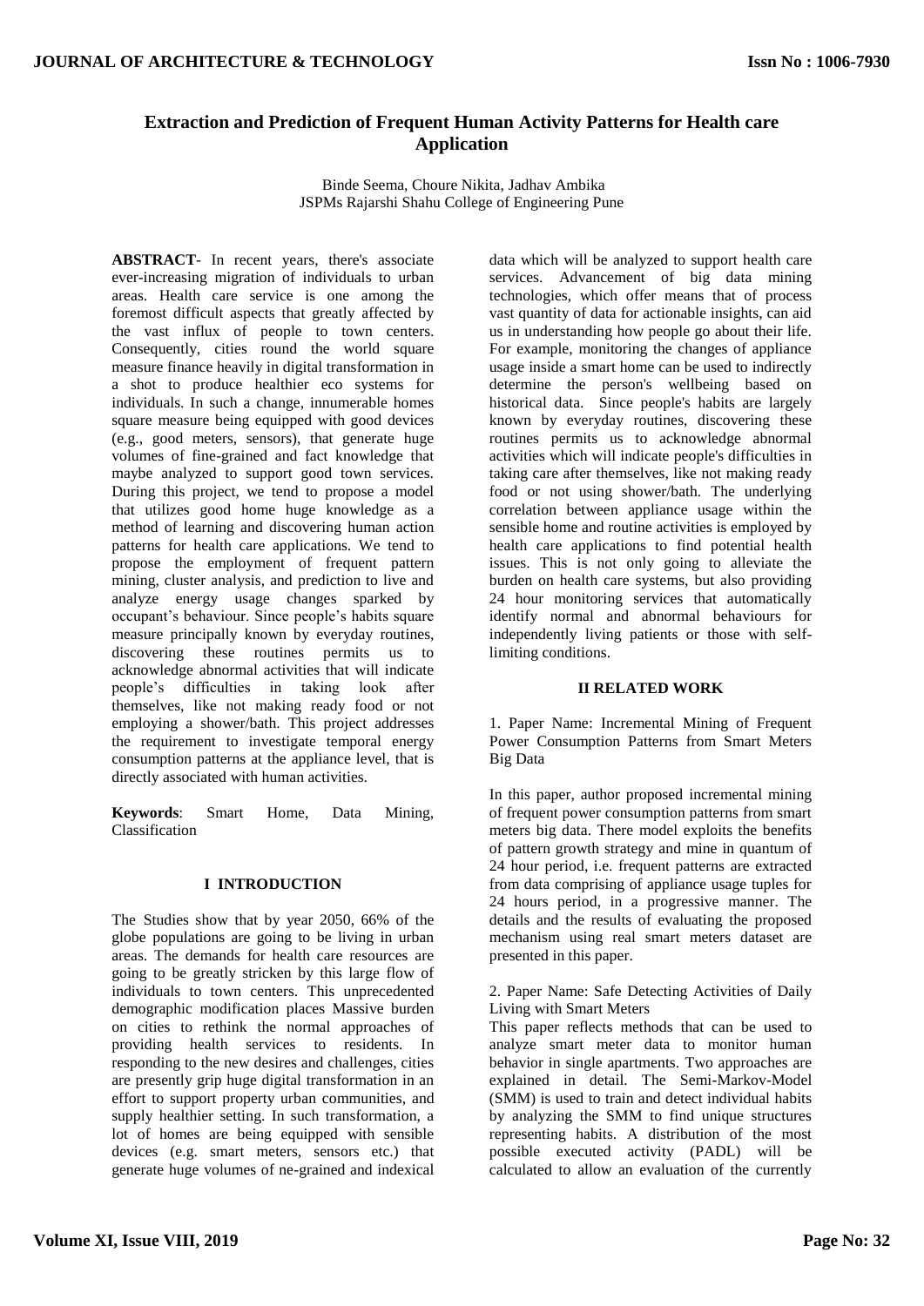# Extraction and Prediction of Frequent Human Activity Patterns for Health care Application

Binde Seema, Choure Nikita, Jadhav Ambika
JSPMs Rajarshi Shahu College of Engineering Pune

**ABSTRACT**- In recent years, there's associate ever-increasing migration of individuals to urban areas. Health care service is one among the foremost difficult aspects that greatly affected by the vast influx of people to town centers. Consequently, cities round the world square measure finance heavily in digital transformation in a shot to produce healthier eco systems for individuals. In such a change, innumerable homes square measure being equipped with good devices (e.g., good meters, sensors), that generate huge volumes of fine-grained and fact knowledge that maybe analyzed to support good town services. During this project, we tend to propose a model that utilizes good home huge knowledge as a method of learning and discovering human action patterns for health care applications. We tend to propose the employment of frequent pattern mining, cluster analysis, and prediction to live and analyze energy usage changes sparked by occupant's behaviour. Since people's habits square measure principally known by everyday routines, discovering these routines permits us to acknowledge abnormal activities that will indicate people's difficulties in taking look after themselves, like not making ready food or not employing a shower/bath. This project addresses the requirement to investigate temporal energy consumption patterns at the appliance level, that is directly associated with human activities.

**Keywords**: Smart Home, Data Mining, Classification

## I INTRODUCTION

The Studies show that by year 2050, 66% of the globe populations are going to be living in urban areas. The demands for health care resources are going to be greatly stricken by this large flow of individuals to town centers. This unprecedented demographic modification places Massive burden on cities to rethink the normal approaches of providing health services to residents. In responding to the new desires and challenges, cities are presently grip huge digital transformation in an effort to support property urban communities, and supply healthier setting. In such transformation, a lot of homes are being equipped with sensible devices (e.g. smart meters, sensors etc.) that generate huge volumes of ne-grained and indexical data which will be analyzed to support health care services. Advancement of big data mining technologies, which offer means that of process vast quantity of data for actionable insights, can aid us in understanding how people go about their life. For example, monitoring the changes of appliance usage inside a smart home can be used to indirectly determine the person's wellbeing based on historical data. Since people's habits are largely known by everyday routines, discovering these routines permits us to acknowledge abnormal activities which will indicate people's difficulties in taking care after themselves, like not making ready food or not using shower/bath. The underlying correlation between appliance usage within the sensible home and routine activities is employed by health care applications to find potential health issues. This is not only going to alleviate the burden on health care systems, but also providing 24 hour monitoring services that automatically identify normal and abnormal behaviours for independently living patients or those with self-limiting conditions.

## II RELATED WORK

1. Paper Name: Incremental Mining of Frequent Power Consumption Patterns from Smart Meters Big Data

In this paper, author proposed incremental mining of frequent power consumption patterns from smart meters big data. There model exploits the benefits of pattern growth strategy and mine in quantum of 24 hour period, i.e. frequent patterns are extracted from data comprising of appliance usage tuples for 24 hours period, in a progressive manner. The details and the results of evaluating the proposed mechanism using real smart meters dataset are presented in this paper.

2. Paper Name: Safe Detecting Activities of Daily Living with Smart Meters

This paper reflects methods that can be used to analyze smart meter data to monitor human behavior in single apartments. Two approaches are explained in detail. The Semi-Markov-Model (SMM) is used to train and detect individual habits by analyzing the SMM to find unique structures representing habits. A distribution of the most possible executed activity (PADL) will be calculated to allow an evaluation of the currently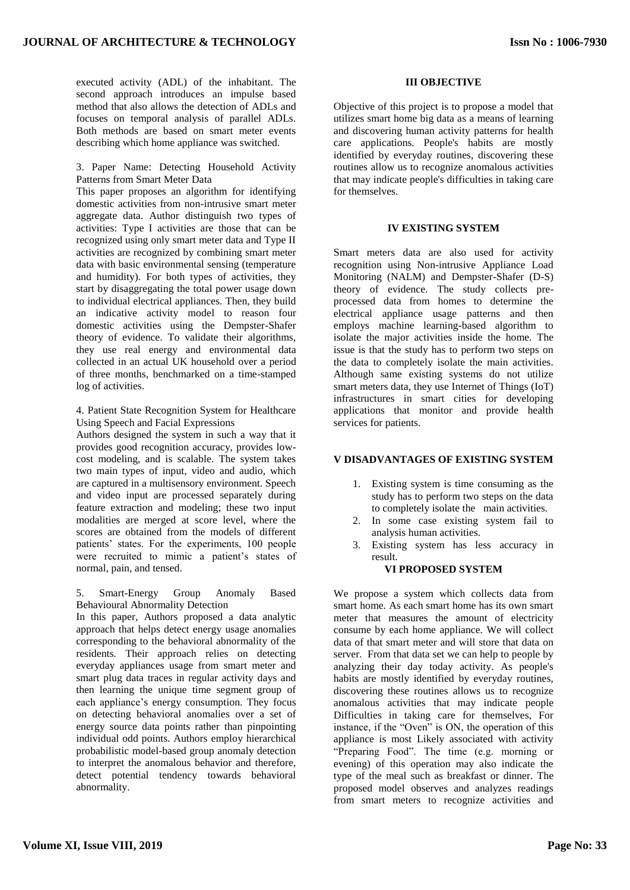executed activity (ADL) of the inhabitant. The second approach introduces an impulse based method that also allows the detection of ADLs and focuses on temporal analysis of parallel ADLs. Both methods are based on smart meter events describing which home appliance was switched.

3. Paper Name: Detecting Household Activity Patterns from Smart Meter Data

This paper proposes an algorithm for identifying domestic activities from non-intrusive smart meter aggregate data. Author distinguish two types of activities: Type I activities are those that can be recognized using only smart meter data and Type II activities are recognized by combining smart meter data with basic environmental sensing (temperature and humidity). For both types of activities, they start by disaggregating the total power usage down to individual electrical appliances. Then, they build an indicative activity model to reason four domestic activities using the Dempster-Shafer theory of evidence. To validate their algorithms, they use real energy and environmental data collected in an actual UK household over a period of three months, benchmarked on a time-stamped log of activities.

4. Patient State Recognition System for Healthcare Using Speech and Facial Expressions

Authors designed the system in such a way that it provides good recognition accuracy, provides low-cost modeling, and is scalable. The system takes two main types of input, video and audio, which are captured in a multisensory environment. Speech and video input are processed separately during feature extraction and modeling; these two input modalities are merged at score level, where the scores are obtained from the models of different patients' states. For the experiments, 100 people were recruited to mimic a patient's states of normal, pain, and tensed.

5. Smart-Energy Group Anomaly Based Behavioural Abnormality Detection

In this paper, Authors proposed a data analytic approach that helps detect energy usage anomalies corresponding to the behavioral abnormality of the residents. Their approach relies on detecting everyday appliances usage from smart meter and smart plug data traces in regular activity days and then learning the unique time segment group of each appliance's energy consumption. They focus on detecting behavioral anomalies over a set of energy source data points rather than pinpointing individual odd points. Authors employ hierarchical probabilistic model-based group anomaly detection to interpret the anomalous behavior and therefore, detect potential tendency towards behavioral abnormality.

## III OBJECTIVE

Objective of this project is to propose a model that utilizes smart home big data as a means of learning and discovering human activity patterns for health care applications. People's habits are mostly identified by everyday routines, discovering these routines allow us to recognize anomalous activities that may indicate people's difficulties in taking care for themselves.

## IV EXISTING SYSTEM

Smart meters data are also used for activity recognition using Non-intrusive Appliance Load Monitoring (NALM) and Dempster-Shafer (D-S) theory of evidence. The study collects pre-processed data from homes to determine the electrical appliance usage patterns and then employs machine learning-based algorithm to isolate the major activities inside the home. The issue is that the study has to perform two steps on the data to completely isolate the main activities. Although same existing systems do not utilize smart meters data, they use Internet of Things (IoT) infrastructures in smart cities for developing applications that monitor and provide health services for patients.

## V DISADVANTAGES OF EXISTING SYSTEM

1. Existing system is time consuming as the study has to perform two steps on the data to completely isolate the main activities.
2. In some case existing system fail to analysis human activities.
3. Existing system has less accuracy in result.

## VI PROPOSED SYSTEM

We propose a system which collects data from smart home. As each smart home has its own smart meter that measures the amount of electricity consume by each home appliance. We will collect data of that smart meter and will store that data on server. From that data set we can help to people by analyzing their day today activity. As people's habits are mostly identified by everyday routines, discovering these routines allows us to recognize anomalous activities that may indicate people Difficulties in taking care for themselves, For instance, if the "Oven" is ON, the operation of this appliance is most Likely associated with activity "Preparing Food". The time (e.g. morning or evening) of this operation may also indicate the type of the meal such as breakfast or dinner. The proposed model observes and analyzes readings from smart meters to recognize activities and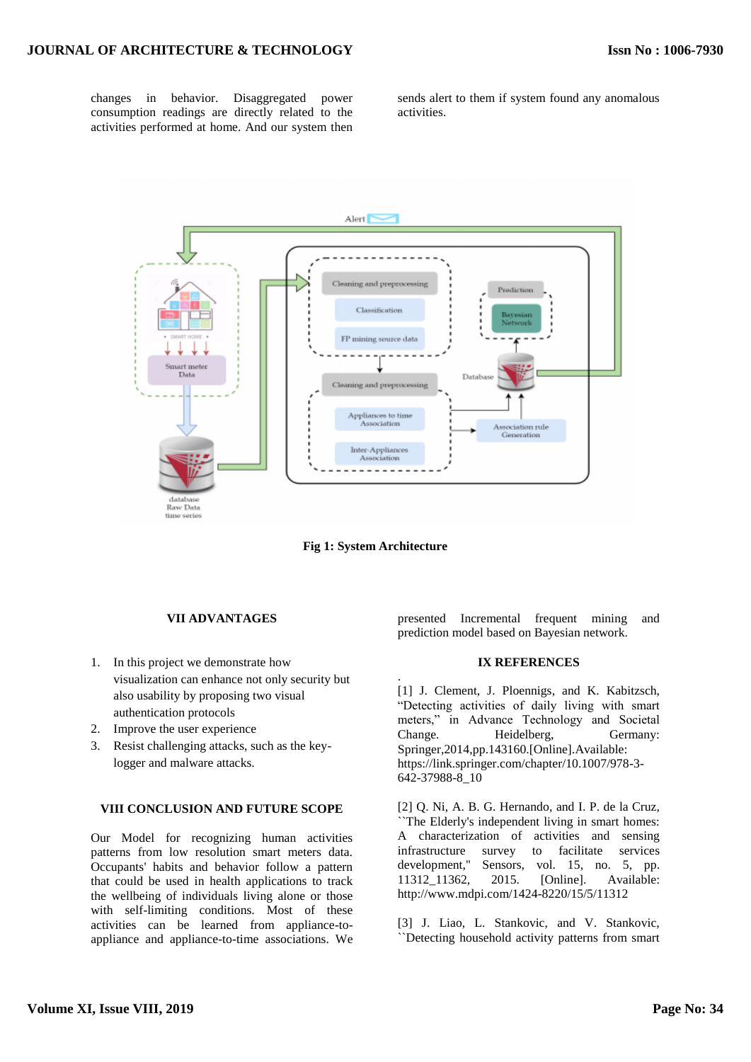changes in behavior. Disaggregated power consumption readings are directly related to the activities performed at home. And our system then sends alert to them if system found any anomalous activities.

Fig 1: System Architecture

## VII ADVANTAGES

1. In this project we demonstrate how visualization can enhance not only security but also usability by proposing two visual authentication protocols
2. Improve the user experience
3. Resist challenging attacks, such as the key-logger and malware attacks.

## VIII CONCLUSION AND FUTURE SCOPE

Our Model for recognizing human activities patterns from low resolution smart meters data. Occupants' habits and behavior follow a pattern that could be used in health applications to track the wellbeing of individuals living alone or those with self-limiting conditions. Most of these activities can be learned from appliance-to-appliance and appliance-to-time associations. We presented Incremental frequent mining and prediction model based on Bayesian network.

## IX REFERENCES

.

[1] J. Clement, J. Ploennigs, and K. Kabitzsch, “Detecting activities of daily living with smart meters,” in Advance Technology and Societal Change. Heidelberg, Germany: Springer,2014,pp.143160.[Online].Available: https://link.springer.com/chapter/10.1007/978-3-642-37988-8_10

[2] Q. Ni, A. B. G. Hernando, and I. P. de la Cruz, ``The Elderly's independent living in smart homes: A characterization of activities and sensing infrastructure survey to facilitate services development," Sensors, vol. 15, no. 5, pp. 11312_11362, 2015. [Online]. Available: http://www.mdpi.com/1424-8220/15/5/11312

[3] J. Liao, L. Stankovic, and V. Stankovic, ``Detecting household activity patterns from smart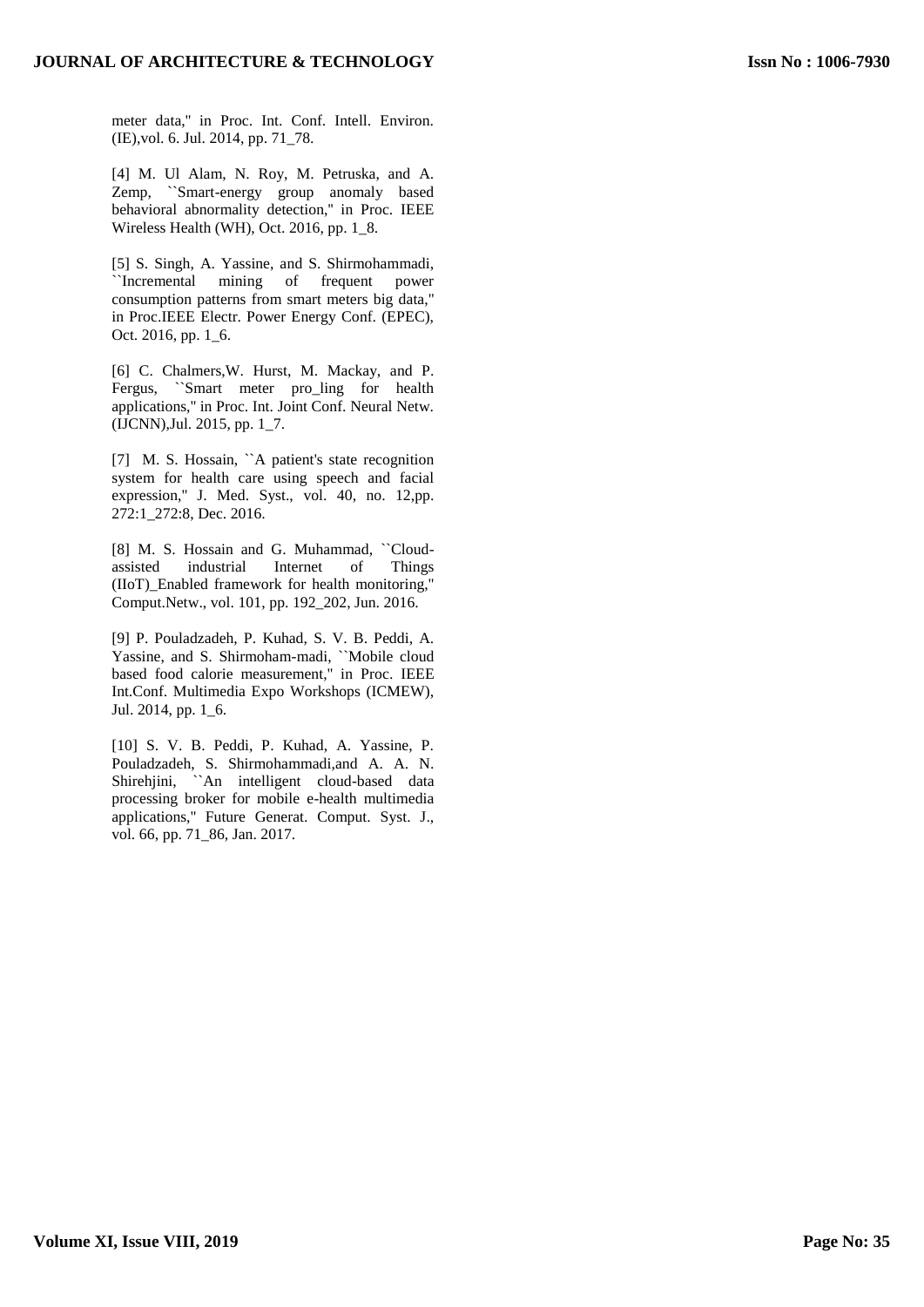meter data," in Proc. Int. Conf. Intell. Environ. (IE),vol. 6. Jul. 2014, pp. 71_78.

[4] M. Ul Alam, N. Roy, M. Petruska, and A. Zemp, ``Smart-energy group anomaly based behavioral abnormality detection," in Proc. IEEE Wireless Health (WH), Oct. 2016, pp. 1_8.

[5] S. Singh, A. Yassine, and S. Shirmohammadi, ``Incremental mining of frequent power consumption patterns from smart meters big data," in Proc.IEEE Electr. Power Energy Conf. (EPEC), Oct. 2016, pp. 1_6.

[6] C. Chalmers,W. Hurst, M. Mackay, and P. Fergus, ``Smart meter pro_ling for health applications," in Proc. Int. Joint Conf. Neural Netw. (IJCNN),Jul. 2015, pp. 1_7.

[7] M. S. Hossain, ``A patient's state recognition system for health care using speech and facial expression," J. Med. Syst., vol. 40, no. 12,pp. 272:1_272:8, Dec. 2016.

[8] M. S. Hossain and G. Muhammad, ``Cloud-assisted industrial Internet of Things (IIoT)_Enabled framework for health monitoring," Comput.Netw., vol. 101, pp. 192_202, Jun. 2016.

[9] P. Pouladzadeh, P. Kuhad, S. V. B. Peddi, A. Yassine, and S. Shirmoham-madi, ``Mobile cloud based food calorie measurement," in Proc. IEEE Int.Conf. Multimedia Expo Workshops (ICMEW), Jul. 2014, pp. 1_6.

[10] S. V. B. Peddi, P. Kuhad, A. Yassine, P. Pouladzadeh, S. Shirmohammadi,and A. A. N. Shirehjini, ``An intelligent cloud-based data processing broker for mobile e-health multimedia applications," Future Generat. Comput. Syst. J., vol. 66, pp. 71_86, Jan. 2017.